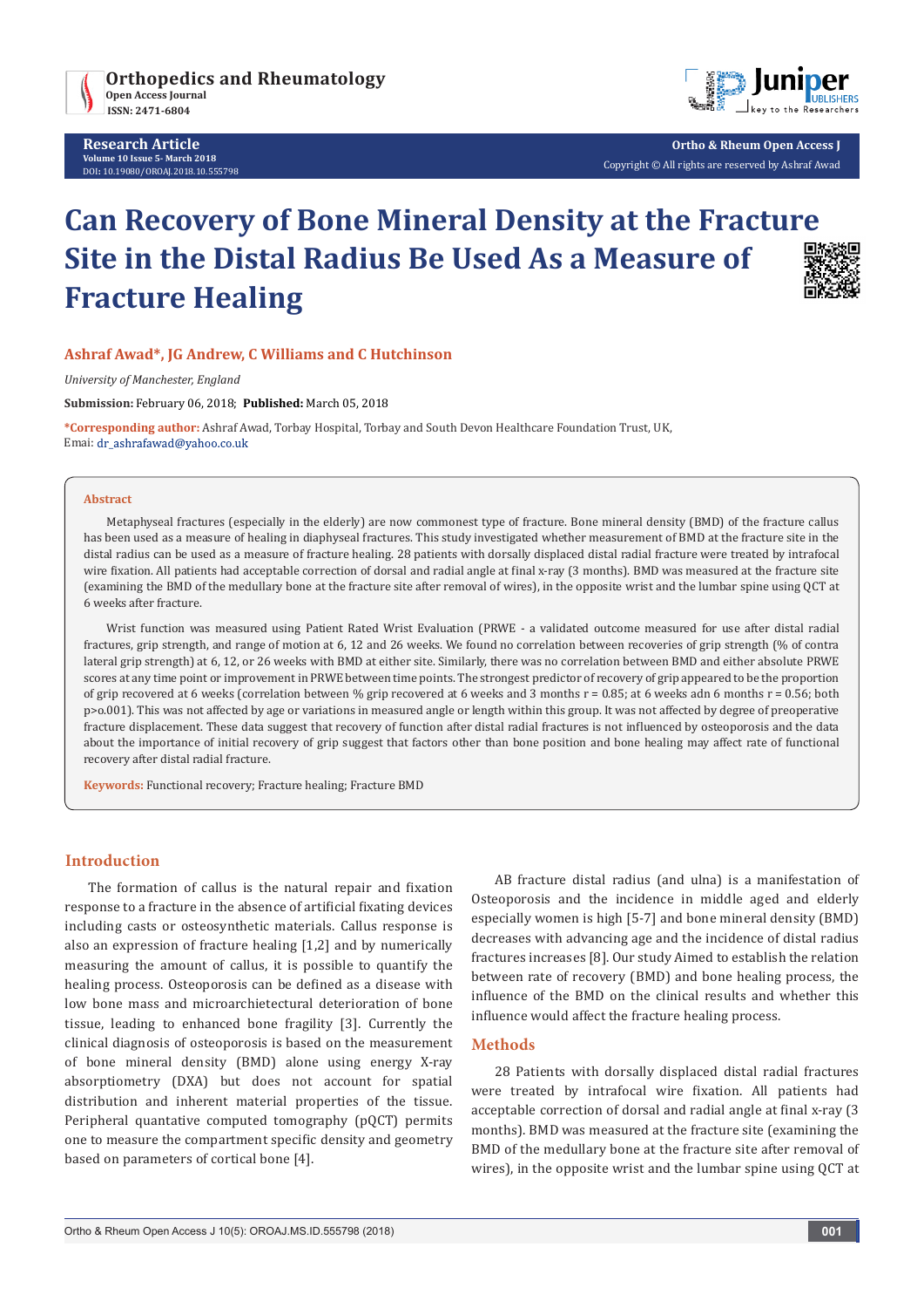# Can Recovery of Bone Mineral Density at the Fracture Site in the Distal Radius Be Used As a Measure of Fracture Healing

**Ashraf Awad*, JG Andrew, C Williams and C Hutchinson**

*University of Manchester, England*

**Submission:** February 06, 2018; **Published:** March 05, 2018

***Corresponding author:** Ashraf Awad, Torbay Hospital, Torbay and South Devon Healthcare Foundation Trust, UK, Email: dr_ashrafawad@yahoo.co.uk

## Abstract

Metaphyseal fractures (especially in the elderly) are now commonest type of fracture. Bone mineral density (BMD) of the fracture callus has been used as a measure of healing in diaphyseal fractures. This study investigated whether measurement of BMD at the fracture site in the distal radius can be used as a measure of fracture healing. 28 patients with dorsally displaced distal radial fracture were treated by intrafocal wire fixation. All patients had acceptable correction of dorsal and radial angle at final x-ray (3 months). BMD was measured at the fracture site (examining the BMD of the medullary bone at the fracture site after removal of wires), in the opposite wrist and the lumbar spine using QCT at 6 weeks after fracture.

Wrist function was measured using Patient Rated Wrist Evaluation (PRWE - a validated outcome measured for use after distal radial fractures, grip strength, and range of motion at 6, 12 and 26 weeks. We found no correlation between recoveries of grip strength (% of contra lateral grip strength) at 6, 12, or 26 weeks with BMD at either site. Similarly, there was no correlation between BMD and either absolute PRWE scores at any time point or improvement in PRWE between time points. The strongest predictor of recovery of grip appeared to be the proportion of grip recovered at 6 weeks (correlation between % grip recovered at 6 weeks and 3 months $r = 0.85$; at 6 weeks adn 6 months $r = 0.56$; both p>o.001). This was not affected by age or variations in measured angle or length within this group. It was not affected by degree of preoperative fracture displacement. These data suggest that recovery of function after distal radial fractures is not influenced by osteoporosis and the data about the importance of initial recovery of grip suggest that factors other than bone position and bone healing may affect rate of functional recovery after distal radial fracture.

**Keywords:** Functional recovery; Fracture healing; Fracture BMD

## Introduction

The formation of callus is the natural repair and fixation response to a fracture in the absence of artificial fixating devices including casts or osteosynthetic materials. Callus response is also an expression of fracture healing [1,2] and by numerically measuring the amount of callus, it is possible to quantify the healing process. Osteoporosis can be defined as a disease with low bone mass and microarchietectural deterioration of bone tissue, leading to enhanced bone fragility [3]. Currently the clinical diagnosis of osteoporosis is based on the measurement of bone mineral density (BMD) alone using energy X-ray absorptiometry (DXA) but does not account for spatial distribution and inherent material properties of the tissue. Peripheral quantative computed tomography (pQCT) permits one to measure the compartment specific density and geometry based on parameters of cortical bone [4].

AB fracture distal radius (and ulna) is a manifestation of Osteoporosis and the incidence in middle aged and elderly especially women is high [5-7] and bone mineral density (BMD) decreases with advancing age and the incidence of distal radius fractures increases [8]. Our study Aimed to establish the relation between rate of recovery (BMD) and bone healing process, the influence of the BMD on the clinical results and whether this influence would affect the fracture healing process.

## Methods

28 Patients with dorsally displaced distal radial fractures were treated by intrafocal wire fixation. All patients had acceptable correction of dorsal and radial angle at final x-ray (3 months). BMD was measured at the fracture site (examining the BMD of the medullary bone at the fracture site after removal of wires), in the opposite wrist and the lumbar spine using QCT at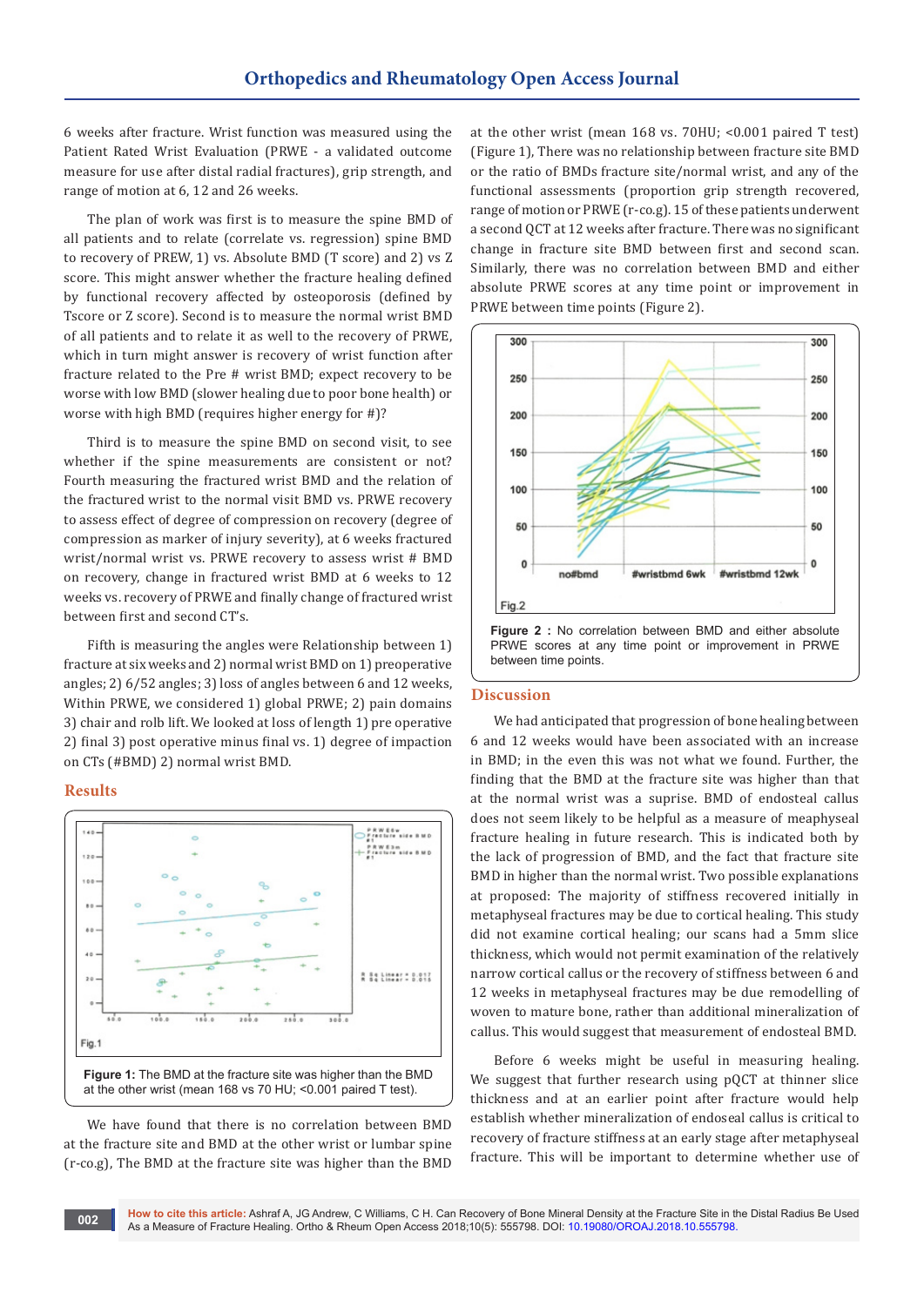6 weeks after fracture. Wrist function was measured using the Patient Rated Wrist Evaluation (PRWE - a validated outcome measure for use after distal radial fractures), grip strength, and range of motion at 6, 12 and 26 weeks.

The plan of work was first is to measure the spine BMD of all patients and to relate (correlate vs. regression) spine BMD to recovery of PREW, 1) vs. Absolute BMD (T score) and 2) vs Z score. This might answer whether the fracture healing defined by functional recovery affected by osteoporosis (defined by Tscore or Z score). Second is to measure the normal wrist BMD of all patients and to relate it as well to the recovery of PRWE, which in turn might answer is recovery of wrist function after fracture related to the Pre # wrist BMD; expect recovery to be worse with low BMD (slower healing due to poor bone health) or worse with high BMD (requires higher energy for #)?

Third is to measure the spine BMD on second visit, to see whether if the spine measurements are consistent or not? Fourth measuring the fractured wrist BMD and the relation of the fractured wrist to the normal visit BMD vs. PRWE recovery to assess effect of degree of compression on recovery (degree of compression as marker of injury severity), at 6 weeks fractured wrist/normal wrist vs. PRWE recovery to assess wrist # BMD on recovery, change in fractured wrist BMD at 6 weeks to 12 weeks vs. recovery of PRWE and finally change of fractured wrist between first and second CT's.

Fifth is measuring the angles were Relationship between 1) fracture at six weeks and 2) normal wrist BMD on 1) preoperative angles; 2) 6/52 angles; 3) loss of angles between 6 and 12 weeks, Within PRWE, we considered 1) global PRWE; 2) pain domains 3) chair and rolb lift. We looked at loss of length 1) pre operative 2) final 3) post operative minus final vs. 1) degree of impaction on CTs (#BMD) 2) normal wrist BMD.

## Results

**Figure 1:** The BMD at the fracture site was higher than the BMD at the other wrist (mean 168 vs 70 HU; <0.001 paired T test).

We have found that there is no correlation between BMD at the fracture site and BMD at the other wrist or lumbar spine (r-co.g), The BMD at the fracture site was higher than the BMD at the other wrist (mean 168 vs. 70HU; <0.001 paired T test) (Figure 1), There was no relationship between fracture site BMD or the ratio of BMDs fracture site/normal wrist, and any of the functional assessments (proportion grip strength recovered, range of motion or PRWE (r-co.g). 15 of these patients underwent a second QCT at 12 weeks after fracture. There was no significant change in fracture site BMD between first and second scan. Similarly, there was no correlation between BMD and either absolute PRWE scores at any time point or improvement in PRWE between time points (Figure 2).

**Figure 2 :** No correlation between BMD and either absolute PRWE scores at any time point or improvement in PRWE between time points.

## Discussion

We had anticipated that progression of bone healing between 6 and 12 weeks would have been associated with an increase in BMD; in the even this was not what we found. Further, the finding that the BMD at the fracture site was higher than that at the normal wrist was a suprise. BMD of endosteal callus does not seem likely to be helpful as a measure of meaphyseal fracture healing in future research. This is indicated both by the lack of progression of BMD, and the fact that fracture site BMD in higher than the normal wrist. Two possible explanations at proposed: The majority of stiffness recovered initially in metaphyseal fractures may be due to cortical healing. This study did not examine cortical healing; our scans had a 5mm slice thickness, which would not permit examination of the relatively narrow cortical callus or the recovery of stiffness between 6 and 12 weeks in metaphyseal fractures may be due remodelling of woven to mature bone, rather than additional mineralization of callus. This would suggest that measurement of endosteal BMD.

Before 6 weeks might be useful in measuring healing. We suggest that further research using pQCT at thinner slice thickness and at an earlier point after fracture would help establish whether mineralization of endoseal callus is critical to recovery of fracture stiffness at an early stage after metaphyseal fracture. This will be important to determine whether use of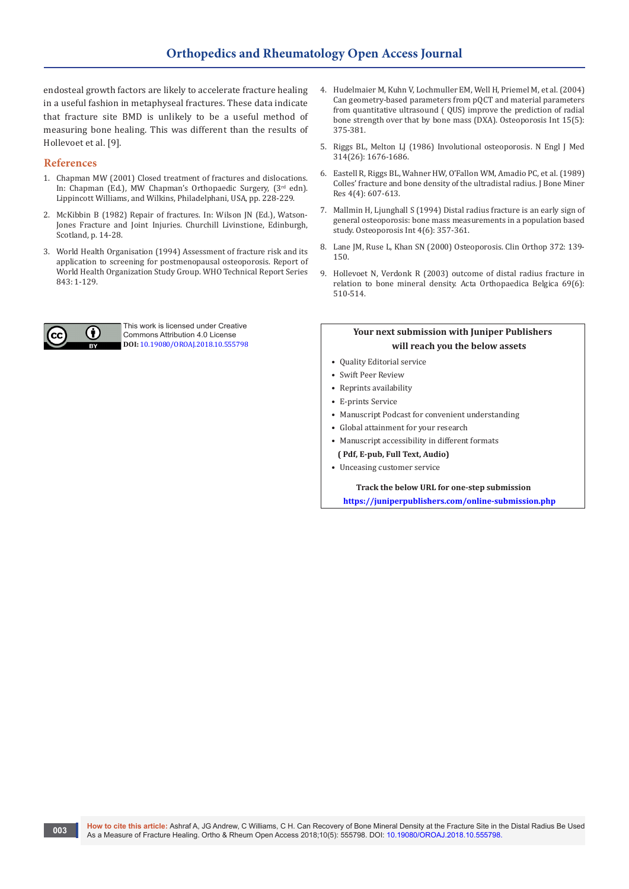endosteal growth factors are likely to accelerate fracture healing in a useful fashion in metaphyseal fractures. These data indicate that fracture site BMD is unlikely to be a useful method of measuring bone healing. This was different than the results of Hollevoet et al. [9].

## References

1. Chapman MW (2001) Closed treatment of fractures and dislocations. In: Chapman (Ed.), MW Chapman's Orthopaedic Surgery, (3rd edn). Lippincott Williams, and Wilkins, Philadelphani, USA, pp. 228-229.
2. McKibbin B (1982) Repair of fractures. In: Wilson JN (Ed.), Watson-Jones Fracture and Joint Injuries. Churchill Livinstione, Edinburgh, Scotland, p. 14-28.
3. World Health Organisation (1994) Assessment of fracture risk and its application to screening for postmenopausal osteoporosis. Report of World Health Organization Study Group. WHO Technical Report Series 843: 1-129.
4. Hudelmaier M, Kuhn V, Lochmuller EM, Well H, Priemel M, et al. (2004) Can geometry-based parameters from pQCT and material parameters from quantitative ultrasound ( QUS) improve the prediction of radial bone strength over that by bone mass (DXA). Osteoporosis Int 15(5): 375-381.
5. Riggs BL, Melton LJ (1986) Involutional osteoporosis. N Engl J Med 314(26): 1676-1686.
6. Eastell R, Riggs BL, Wahner HW, O'Fallon WM, Amadio PC, et al. (1989) Colles' fracture and bone density of the ultradistal radius. J Bone Miner Res 4(4): 607-613.
7. Mallmin H, Ljunghall S (1994) Distal radius fracture is an early sign of general osteoporosis: bone mass measurements in a population based study. Osteoporosis Int 4(6): 357-361.
8. Lane JM, Ruse L, Khan SN (2000) Osteoporosis. Clin Orthop 372: 139-150.
9. Hollevoet N, Verdonk R (2003) outcome of distal radius fracture in relation to bone mineral density. Acta Orthopaedica Belgica 69(6): 510-514.

This work is licensed under Creative Commons Attribution 4.0 License
**DOI:** 10.19080/OROAJ.2018.10.555798

**Your next submission with Juniper Publishers will reach you the below assets**

- Quality Editorial service
- Swift Peer Review
- Reprints availability
- E-prints Service
- Manuscript Podcast for convenient understanding
- Global attainment for your research
- Manuscript accessibility in different formats
  **( Pdf, E-pub, Full Text, Audio)**
- Unceasing customer service

**Track the below URL for one-step submission**
**https://juniperpublishers.com/online-submission.php**

**How to cite this article:** Ashraf A, JG Andrew, C Williams, C H. Can Recovery of Bone Mineral Density at the Fracture Site in the Distal Radius Be Used As a Measure of Fracture Healing. Ortho & Rheum Open Access 2018;10(5): 555798. DOI: 10.19080/OROAJ.2018.10.555798.